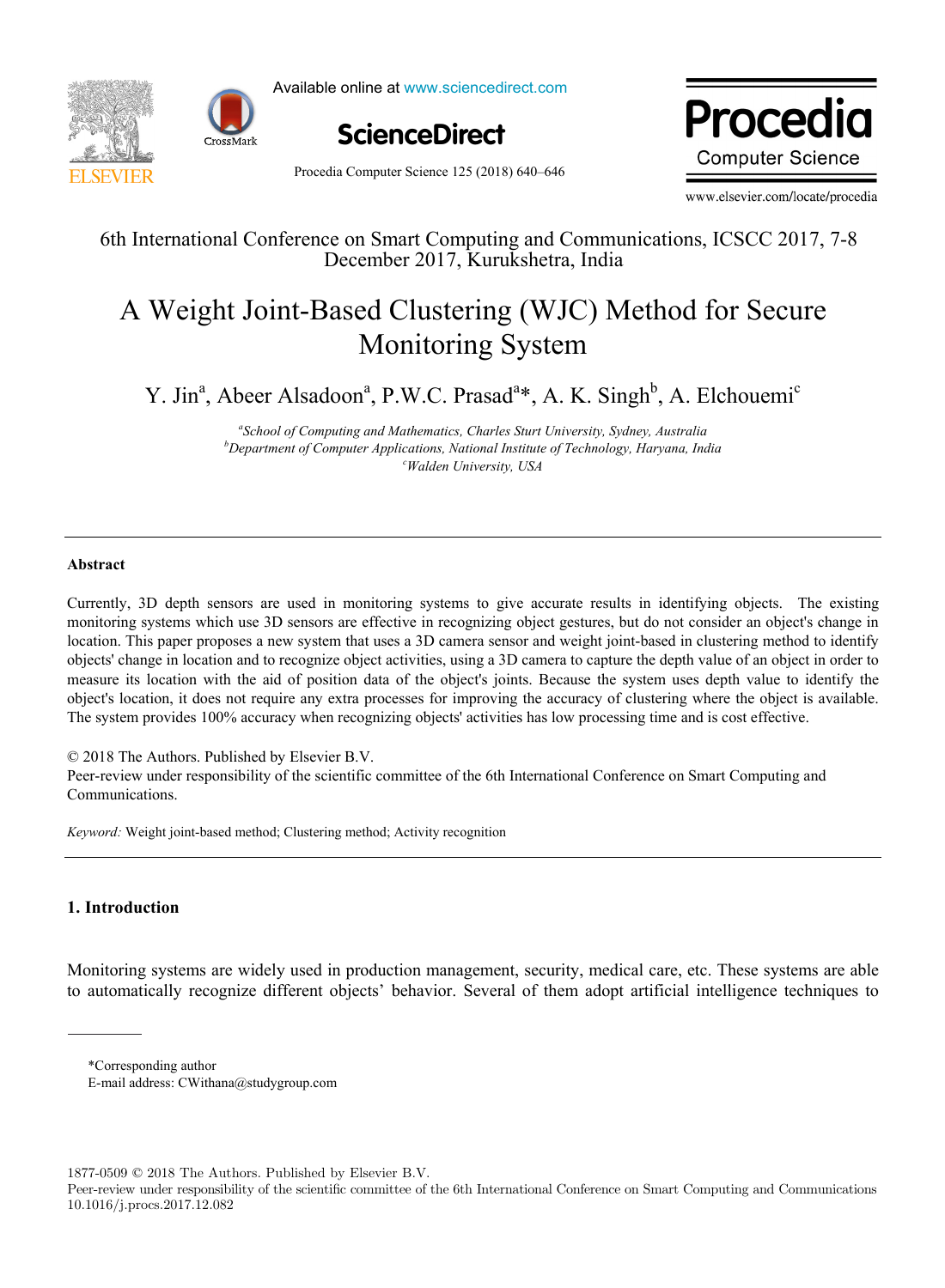6th International Conference on Smart Computing and Communications, ICSCC 2017, 7-8 December 2017, Kurukshetra, India

# A Weight Joint-Based Clustering (WJC) Method for Secure Monitoring System

Y. Jin[a], Abeer Alsadoon[a], P.W.C. Prasad[a]*, A. K. Singh[b], A. Elchouemi[c]

[a]*School of Computing and Mathematics, Charles Sturt University, Sydney, Australia*
[b]*Department of Computer Applications, National Institute of Technology, Haryana, India*
[c]*Walden University, USA*

## Abstract

Currently, 3D depth sensors are used in monitoring systems to give accurate results in identifying objects. The existing monitoring systems which use 3D sensors are effective in recognizing object gestures, but do not consider an object's change in location. This paper proposes a new system that uses a 3D camera sensor and weight joint-based in clustering method to identify objects' change in location and to recognize object activities, using a 3D camera to capture the depth value of an object in order to measure its location with the aid of position data of the object's joints. Because the system uses depth value to identify the object's location, it does not require any extra processes for improving the accuracy of clustering where the object is available. The system provides 100% accuracy when recognizing objects' activities has low processing time and is cost effective.

© 2018 The Authors. Published by Elsevier B.V.
Peer-review under responsibility of the scientific committee of the 6th International Conference on Smart Computing and Communications.

*Keyword:* Weight joint-based method; Clustering method; Activity recognition

## 1. Introduction

Monitoring systems are widely used in production management, security, medical care, etc. These systems are able to automatically recognize different objects' behavior. Several of them adopt artificial intelligence techniques to

*Corresponding author
E-mail address: CWithana@studygroup.com

1877-0509 © 2018 The Authors. Published by Elsevier B.V.
Peer-review under responsibility of the scientific committee of the 6th International Conference on Smart Computing and Communications
10.1016/j.procs.2017.12.082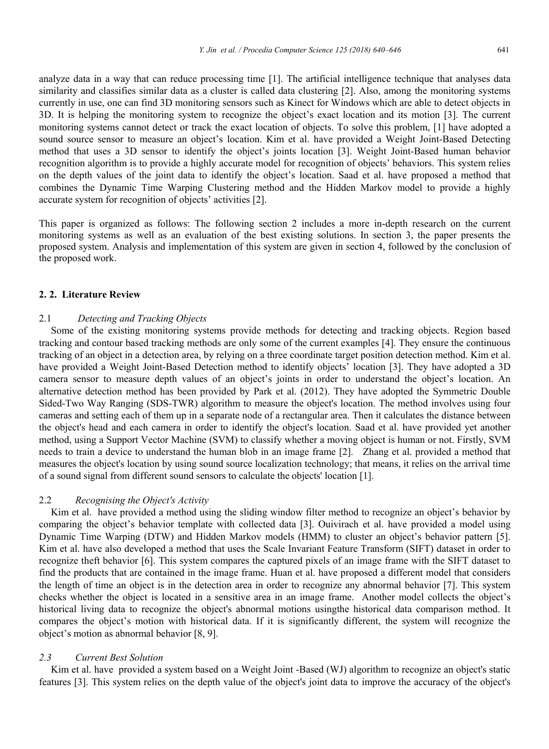analyze data in a way that can reduce processing time [1]. The artificial intelligence technique that analyses data similarity and classifies similar data as a cluster is called data clustering [2]. Also, among the monitoring systems currently in use, one can find 3D monitoring sensors such as Kinect for Windows which are able to detect objects in 3D. It is helping the monitoring system to recognize the object's exact location and its motion [3]. The current monitoring systems cannot detect or track the exact location of objects. To solve this problem, [1] have adopted a sound source sensor to measure an object's location. Kim et al. have provided a Weight Joint-Based Detecting method that uses a 3D sensor to identify the object's joints location [3]. Weight Joint-Based human behavior recognition algorithm is to provide a highly accurate model for recognition of objects' behaviors. This system relies on the depth values of the joint data to identify the object's location. Saad et al. have proposed a method that combines the Dynamic Time Warping Clustering method and the Hidden Markov model to provide a highly accurate system for recognition of objects' activities [2].

This paper is organized as follows: The following section 2 includes a more in-depth research on the current monitoring systems as well as an evaluation of the best existing solutions. In section 3, the paper presents the proposed system. Analysis and implementation of this system are given in section 4, followed by the conclusion of the proposed work.

## 2. 2. Literature Review

### 2.1 *Detecting and Tracking Objects*

Some of the existing monitoring systems provide methods for detecting and tracking objects. Region based tracking and contour based tracking methods are only some of the current examples [4]. They ensure the continuous tracking of an object in a detection area, by relying on a three coordinate target position detection method. Kim et al. have provided a Weight Joint-Based Detection method to identify objects' location [3]. They have adopted a 3D camera sensor to measure depth values of an object's joints in order to understand the object's location. An alternative detection method has been provided by Park et al. (2012). They have adopted the Symmetric Double Sided-Two Way Ranging (SDS-TWR) algorithm to measure the object's location. The method involves using four cameras and setting each of them up in a separate node of a rectangular area. Then it calculates the distance between the object's head and each camera in order to identify the object's location. Saad et al. have provided yet another method, using a Support Vector Machine (SVM) to classify whether a moving object is human or not. Firstly, SVM needs to train a device to understand the human blob in an image frame [2]. Zhang et al. provided a method that measures the object's location by using sound source localization technology; that means, it relies on the arrival time of a sound signal from different sound sensors to calculate the objects' location [1].

### 2.2 *Recognising the Object's Activity*

Kim et al. have provided a method using the sliding window filter method to recognize an object's behavior by comparing the object's behavior template with collected data [3]. Ouivirach et al. have provided a model using Dynamic Time Warping (DTW) and Hidden Markov models (HMM) to cluster an object's behavior pattern [5]. Kim et al. have also developed a method that uses the Scale Invariant Feature Transform (SIFT) dataset in order to recognize theft behavior [6]. This system compares the captured pixels of an image frame with the SIFT dataset to find the products that are contained in the image frame. Huan et al. have proposed a different model that considers the length of time an object is in the detection area in order to recognize any abnormal behavior [7]. This system checks whether the object is located in a sensitive area in an image frame. Another model collects the object's historical living data to recognize the object's abnormal motions usingthe historical data comparison method. It compares the object's motion with historical data. If it is significantly different, the system will recognize the object's motion as abnormal behavior [8, 9].

### *2.3 Current Best Solution*

Kim et al. have provided a system based on a Weight Joint -Based (WJ) algorithm to recognize an object's static features [3]. This system relies on the depth value of the object's joint data to improve the accuracy of the object's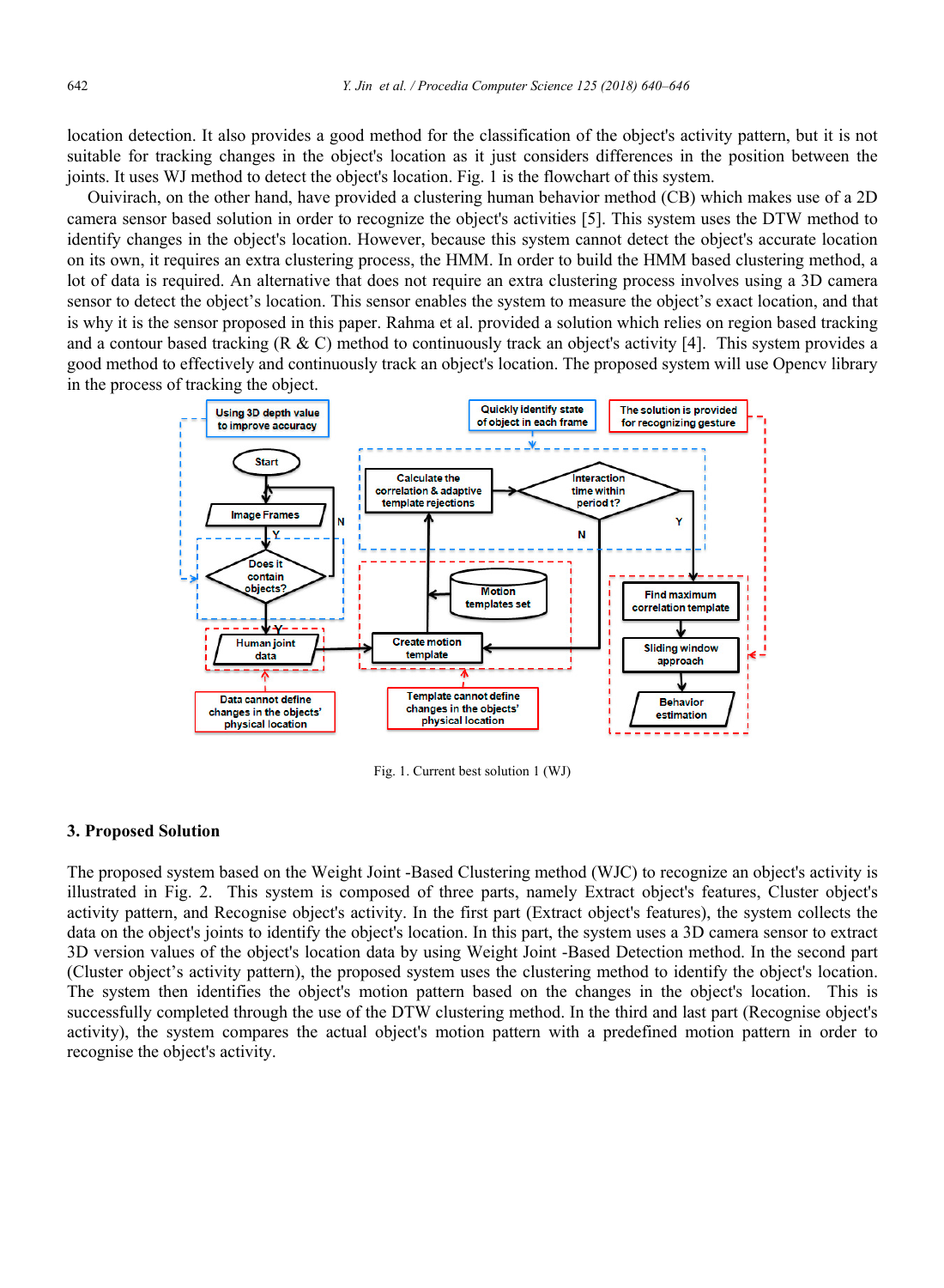location detection. It also provides a good method for the classification of the object's activity pattern, but it is not suitable for tracking changes in the object's location as it just considers differences in the position between the joints. It uses WJ method to detect the object's location. Fig. 1 is the flowchart of this system.

Ouivirach, on the other hand, have provided a clustering human behavior method (CB) which makes use of a 2D camera sensor based solution in order to recognize the object's activities [5]. This system uses the DTW method to identify changes in the object's location. However, because this system cannot detect the object's accurate location on its own, it requires an extra clustering process, the HMM. In order to build the HMM based clustering method, a lot of data is required. An alternative that does not require an extra clustering process involves using a 3D camera sensor to detect the object's location. This sensor enables the system to measure the object's exact location, and that is why it is the sensor proposed in this paper. Rahma et al. provided a solution which relies on region based tracking and a contour based tracking (R & C) method to continuously track an object's activity [4]. This system provides a good method to effectively and continuously track an object's location. The proposed system will use Opencv library in the process of tracking the object.

Fig. 1. Current best solution 1 (WJ)

## 3. Proposed Solution

The proposed system based on the Weight Joint -Based Clustering method (WJC) to recognize an object's activity is illustrated in Fig. 2. This system is composed of three parts, namely Extract object's features, Cluster object's activity pattern, and Recognise object's activity. In the first part (Extract object's features), the system collects the data on the object's joints to identify the object's location. In this part, the system uses a 3D camera sensor to extract 3D version values of the object's location data by using Weight Joint -Based Detection method. In the second part (Cluster object's activity pattern), the proposed system uses the clustering method to identify the object's location. The system then identifies the object's motion pattern based on the changes in the object's location. This is successfully completed through the use of the DTW clustering method. In the third and last part (Recognise object's activity), the system compares the actual object's motion pattern with a predefined motion pattern in order to recognise the object's activity.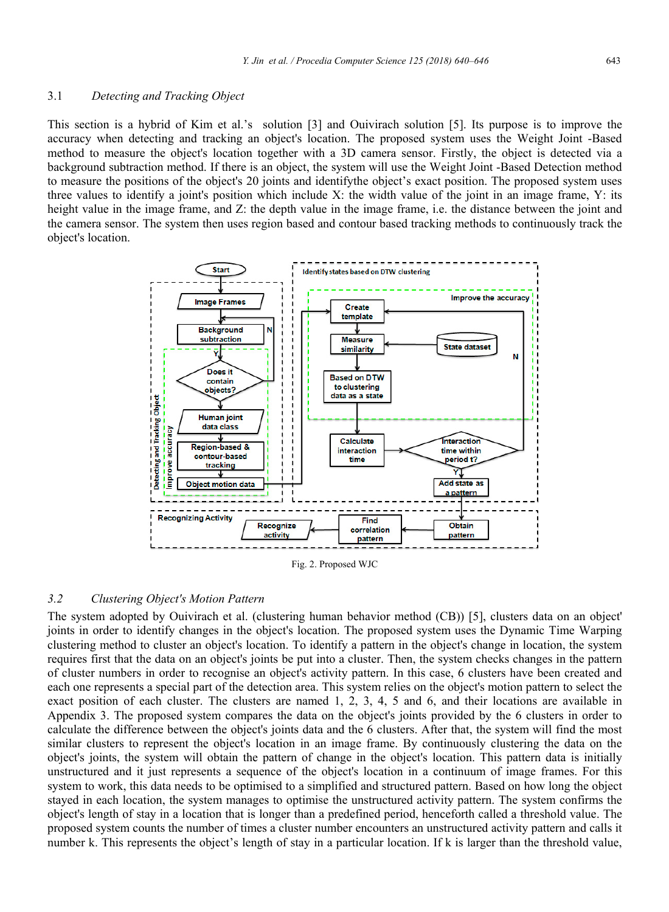### 3.1 *Detecting and Tracking Object*

This section is a hybrid of Kim et al.'s solution [3] and Ouivirach solution [5]. Its purpose is to improve the accuracy when detecting and tracking an object's location. The proposed system uses the Weight Joint -Based method to measure the object's location together with a 3D camera sensor. Firstly, the object is detected via a background subtraction method. If there is an object, the system will use the Weight Joint -Based Detection method to measure the positions of the object's 20 joints and identifythe object's exact position. The proposed system uses three values to identify a joint's position which include X: the width value of the joint in an image frame, Y: its height value in the image frame, and Z: the depth value in the image frame, i.e. the distance between the joint and the camera sensor. The system then uses region based and contour based tracking methods to continuously track the object's location.

Fig. 2. Proposed WJC

### 3.2 *Clustering Object's Motion Pattern*

The system adopted by Ouivirach et al. (clustering human behavior method (CB)) [5], clusters data on an object' joints in order to identify changes in the object's location. The proposed system uses the Dynamic Time Warping clustering method to cluster an object's location. To identify a pattern in the object's change in location, the system requires first that the data on an object's joints be put into a cluster. Then, the system checks changes in the pattern of cluster numbers in order to recognise an object's activity pattern. In this case, 6 clusters have been created and each one represents a special part of the detection area. This system relies on the object's motion pattern to select the exact position of each cluster. The clusters are named 1, 2, 3, 4, 5 and 6, and their locations are available in Appendix 3. The proposed system compares the data on the object's joints provided by the 6 clusters in order to calculate the difference between the object's joints data and the 6 clusters. After that, the system will find the most similar clusters to represent the object's location in an image frame. By continuously clustering the data on the object's joints, the system will obtain the pattern of change in the object's location. This pattern data is initially unstructured and it just represents a sequence of the object's location in a continuum of image frames. For this system to work, this data needs to be optimised to a simplified and structured pattern. Based on how long the object stayed in each location, the system manages to optimise the unstructured activity pattern. The system confirms the object's length of stay in a location that is longer than a predefined period, henceforth called a threshold value. The proposed system counts the number of times a cluster number encounters an unstructured activity pattern and calls it number k. This represents the object's length of stay in a particular location. If k is larger than the threshold value,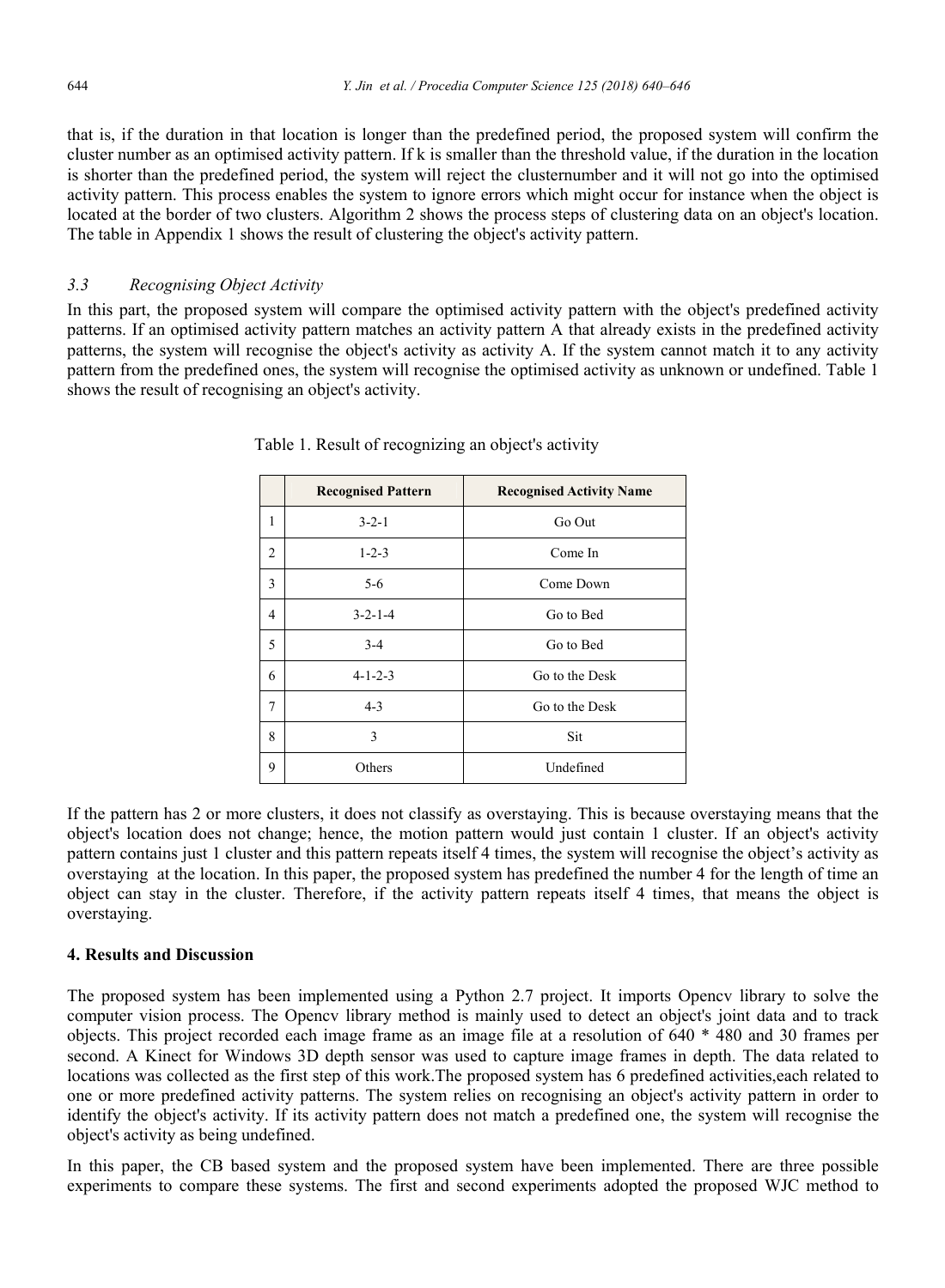that is, if the duration in that location is longer than the predefined period, the proposed system will confirm the cluster number as an optimised activity pattern. If k is smaller than the threshold value, if the duration in the location is shorter than the predefined period, the system will reject the clusternumber and it will not go into the optimised activity pattern. This process enables the system to ignore errors which might occur for instance when the object is located at the border of two clusters. Algorithm 2 shows the process steps of clustering data on an object's location. The table in Appendix 1 shows the result of clustering the object's activity pattern.

### *3.3 Recognising Object Activity*

In this part, the proposed system will compare the optimised activity pattern with the object's predefined activity patterns. If an optimised activity pattern matches an activity pattern A that already exists in the predefined activity patterns, the system will recognise the object's activity as activity A. If the system cannot match it to any activity pattern from the predefined ones, the system will recognise the optimised activity as unknown or undefined. Table 1 shows the result of recognising an object's activity.

Table 1. Result of recognizing an object's activity

| | **Recognised Pattern** | **Recognised Activity Name** |
|---|---|---|
| 1 | 3-2-1 | Go Out |
| 2 | 1-2-3 | Come In |
| 3 | 5-6 | Come Down |
| 4 | 3-2-1-4 | Go to Bed |
| 5 | 3-4 | Go to Bed |
| 6 | 4-1-2-3 | Go to the Desk |
| 7 | 4-3 | Go to the Desk |
| 8 | 3 | Sit |
| 9 | Others | Undefined |

If the pattern has 2 or more clusters, it does not classify as overstaying. This is because overstaying means that the object's location does not change; hence, the motion pattern would just contain 1 cluster. If an object's activity pattern contains just 1 cluster and this pattern repeats itself 4 times, the system will recognise the object's activity as overstaying at the location. In this paper, the proposed system has predefined the number 4 for the length of time an object can stay in the cluster. Therefore, if the activity pattern repeats itself 4 times, that means the object is overstaying.

## 4. Results and Discussion

The proposed system has been implemented using a Python 2.7 project. It imports Opencv library to solve the computer vision process. The Opencv library method is mainly used to detect an object's joint data and to track objects. This project recorded each image frame as an image file at a resolution of 640 * 480 and 30 frames per second. A Kinect for Windows 3D depth sensor was used to capture image frames in depth. The data related to locations was collected as the first step of this work.The proposed system has 6 predefined activities,each related to one or more predefined activity patterns. The system relies on recognising an object's activity pattern in order to identify the object's activity. If its activity pattern does not match a predefined one, the system will recognise the object's activity as being undefined.

In this paper, the CB based system and the proposed system have been implemented. There are three possible experiments to compare these systems. The first and second experiments adopted the proposed WJC method to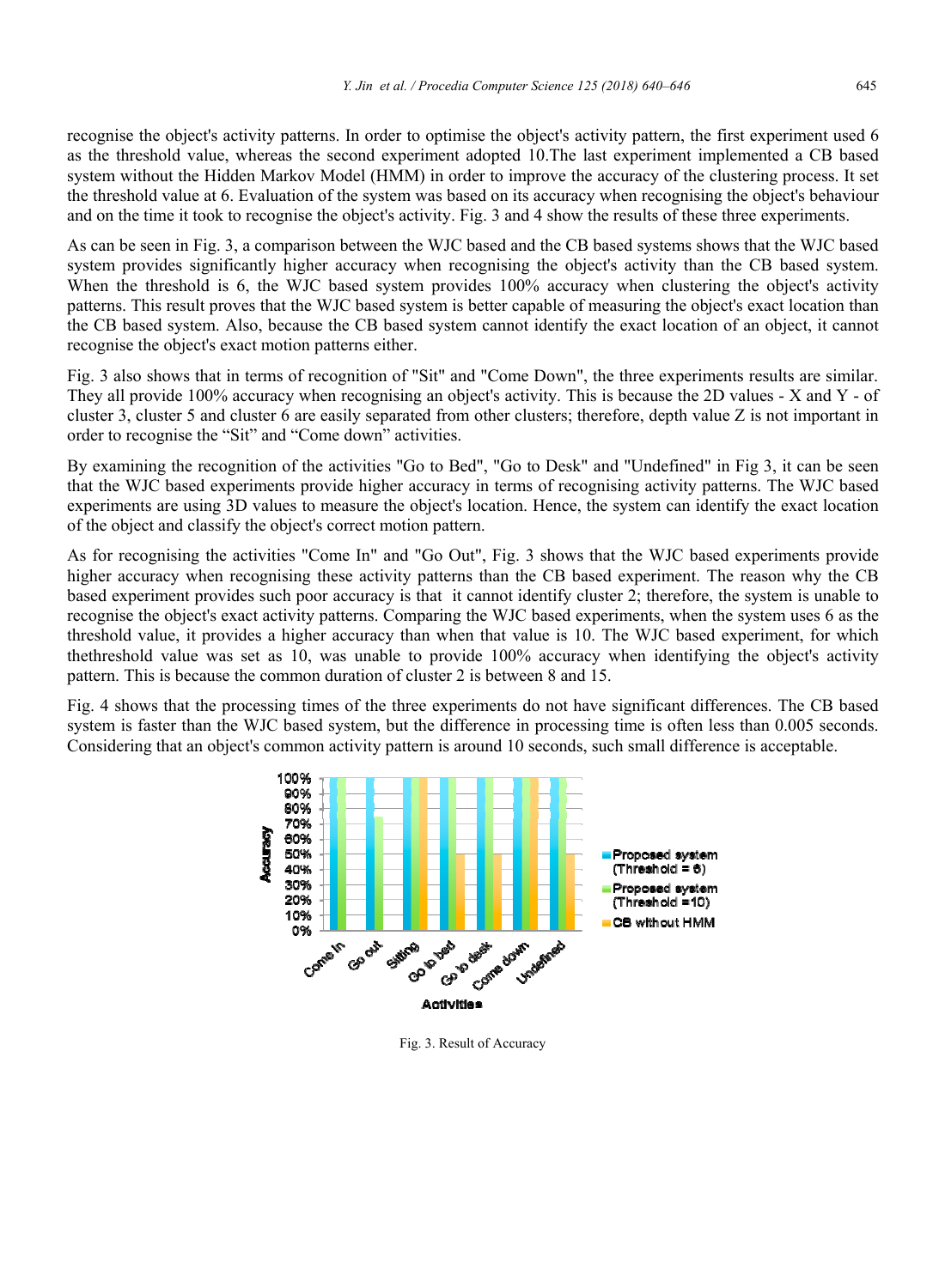recognise the object's activity patterns. In order to optimise the object's activity pattern, the first experiment used 6 as the threshold value, whereas the second experiment adopted 10.The last experiment implemented a CB based system without the Hidden Markov Model (HMM) in order to improve the accuracy of the clustering process. It set the threshold value at 6. Evaluation of the system was based on its accuracy when recognising the object's behaviour and on the time it took to recognise the object's activity. Fig. 3 and 4 show the results of these three experiments.

As can be seen in Fig. 3, a comparison between the WJC based and the CB based systems shows that the WJC based system provides significantly higher accuracy when recognising the object's activity than the CB based system. When the threshold is 6, the WJC based system provides 100% accuracy when clustering the object's activity patterns. This result proves that the WJC based system is better capable of measuring the object's exact location than the CB based system. Also, because the CB based system cannot identify the exact location of an object, it cannot recognise the object's exact motion patterns either.

Fig. 3 also shows that in terms of recognition of "Sit" and "Come Down", the three experiments results are similar. They all provide 100% accuracy when recognising an object's activity. This is because the 2D values - X and Y - of cluster 3, cluster 5 and cluster 6 are easily separated from other clusters; therefore, depth value Z is not important in order to recognise the "Sit" and "Come down" activities.

By examining the recognition of the activities "Go to Bed", "Go to Desk" and "Undefined" in Fig 3, it can be seen that the WJC based experiments provide higher accuracy in terms of recognising activity patterns. The WJC based experiments are using 3D values to measure the object's location. Hence, the system can identify the exact location of the object and classify the object's correct motion pattern.

As for recognising the activities "Come In" and "Go Out", Fig. 3 shows that the WJC based experiments provide higher accuracy when recognising these activity patterns than the CB based experiment. The reason why the CB based experiment provides such poor accuracy is that it cannot identify cluster 2; therefore, the system is unable to recognise the object's exact activity patterns. Comparing the WJC based experiments, when the system uses 6 as the threshold value, it provides a higher accuracy than when that value is 10. The WJC based experiment, for which thethreshold value was set as 10, was unable to provide 100% accuracy when identifying the object's activity pattern. This is because the common duration of cluster 2 is between 8 and 15.

Fig. 4 shows that the processing times of the three experiments do not have significant differences. The CB based system is faster than the WJC based system, but the difference in processing time is often less than 0.005 seconds. Considering that an object's common activity pattern is around 10 seconds, such small difference is acceptable.

Fig. 3. Result of Accuracy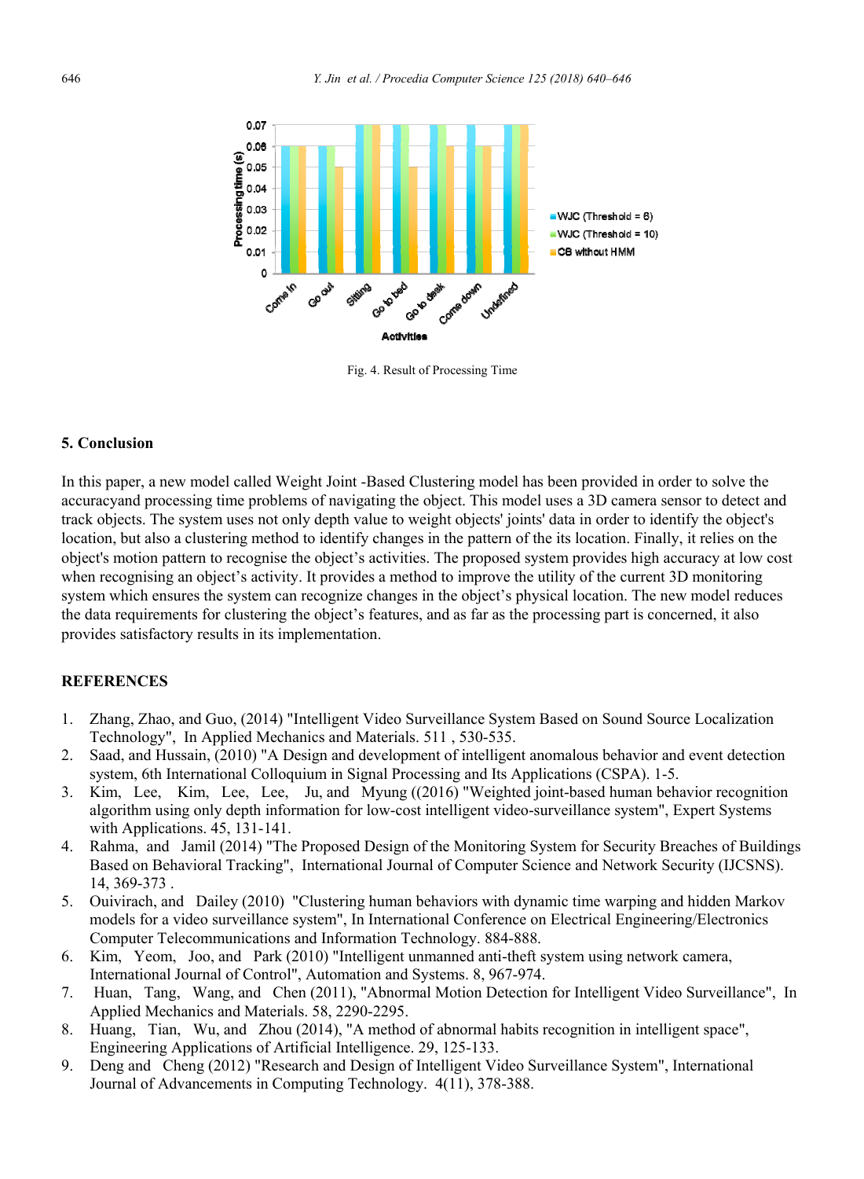0.07
0.06
0.05
0.04
0.03
0.02
0.01
0
Processing time (s)
Come in
Go out
Sitting
Go to bed
Go to desk
Come down
Undefined
Activities
WJC (Threshold = 6)
WJC (Threshold = 10)
CB without HMM

Fig. 4. Result of Processing Time

## 5. Conclusion

In this paper, a new model called Weight Joint -Based Clustering model has been provided in order to solve the accuracyand processing time problems of navigating the object. This model uses a 3D camera sensor to detect and track objects. The system uses not only depth value to weight objects' joints' data in order to identify the object's location, but also a clustering method to identify changes in the pattern of the its location. Finally, it relies on the object's motion pattern to recognise the object's activities. The proposed system provides high accuracy at low cost when recognising an object's activity. It provides a method to improve the utility of the current 3D monitoring system which ensures the system can recognize changes in the object's physical location. The new model reduces the data requirements for clustering the object's features, and as far as the processing part is concerned, it also provides satisfactory results in its implementation.

## REFERENCES

1. Zhang, Zhao, and Guo, (2014) "Intelligent Video Surveillance System Based on Sound Source Localization Technology", In Applied Mechanics and Materials. 511 , 530-535.
2. Saad, and Hussain, (2010) "A Design and development of intelligent anomalous behavior and event detection system, 6th International Colloquium in Signal Processing and Its Applications (CSPA). 1-5.
3. Kim, Lee, Kim, Lee, Lee, Ju, and Myung ((2016) "Weighted joint-based human behavior recognition algorithm using only depth information for low-cost intelligent video-surveillance system", Expert Systems with Applications. 45, 131-141.
4. Rahma, and Jamil (2014) "The Proposed Design of the Monitoring System for Security Breaches of Buildings Based on Behavioral Tracking", International Journal of Computer Science and Network Security (IJCSNS). 14, 369-373 .
5. Ouivirach, and Dailey (2010) "Clustering human behaviors with dynamic time warping and hidden Markov models for a video surveillance system", In International Conference on Electrical Engineering/Electronics Computer Telecommunications and Information Technology. 884-888.
6. Kim, Yeom, Joo, and Park (2010) "Intelligent unmanned anti-theft system using network camera, International Journal of Control", Automation and Systems. 8, 967-974.
7. Huan, Tang, Wang, and Chen (2011), "Abnormal Motion Detection for Intelligent Video Surveillance", In Applied Mechanics and Materials. 58, 2290-2295.
8. Huang, Tian, Wu, and Zhou (2014), "A method of abnormal habits recognition in intelligent space", Engineering Applications of Artificial Intelligence. 29, 125-133.
9. Deng and Cheng (2012) "Research and Design of Intelligent Video Surveillance System", International Journal of Advancements in Computing Technology. 4(11), 378-388.